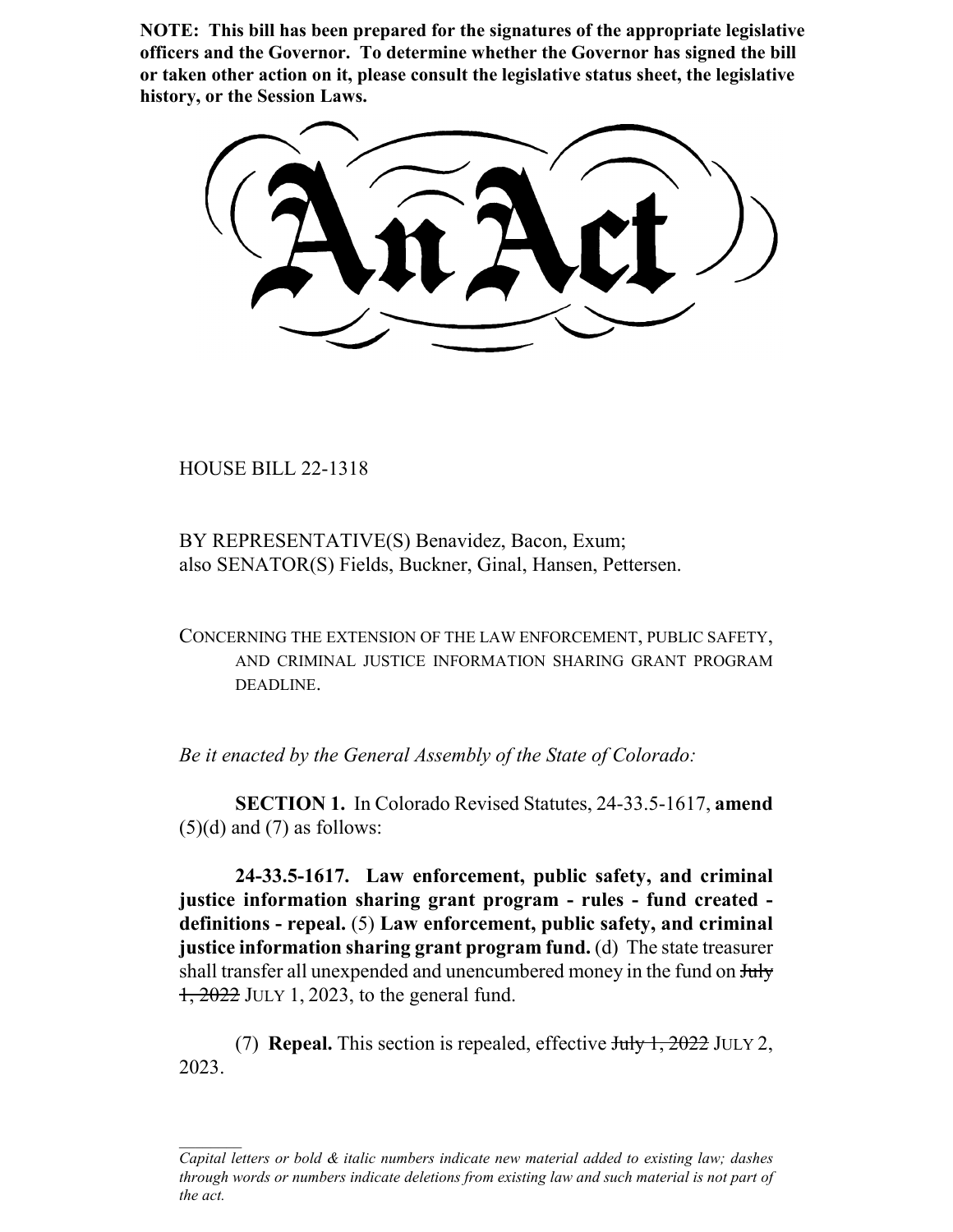**NOTE: This bill has been prepared for the signatures of the appropriate legislative officers and the Governor. To determine whether the Governor has signed the bill or taken other action on it, please consult the legislative status sheet, the legislative history, or the Session Laws.**

# An Act

HOUSE BILL 22-1318

BY REPRESENTATIVE(S) Benavidez, Bacon, Exum;
also SENATOR(S) Fields, Buckner, Ginal, Hansen, Pettersen.

CONCERNING THE EXTENSION OF THE LAW ENFORCEMENT, PUBLIC SAFETY, AND CRIMINAL JUSTICE INFORMATION SHARING GRANT PROGRAM DEADLINE.

*Be it enacted by the General Assembly of the State of Colorado:*

**SECTION 1.** In Colorado Revised Statutes, 24-33.5-1617, **amend** (5)(d) and (7) as follows:

**24-33.5-1617. Law enforcement, public safety, and criminal justice information sharing grant program - rules - fund created - definitions - repeal.** (5) **Law enforcement, public safety, and criminal justice information sharing grant program fund.** (d) The state treasurer shall transfer all unexpended and unencumbered money in the fund on ~~July 1, 2022~~ JULY 1, 2023, to the general fund.

(7) **Repeal.** This section is repealed, effective ~~July 1, 2022~~ JULY 2, 2023.

---

*Capital letters or bold & italic numbers indicate new material added to existing law; dashes through words or numbers indicate deletions from existing law and such material is not part of the act.*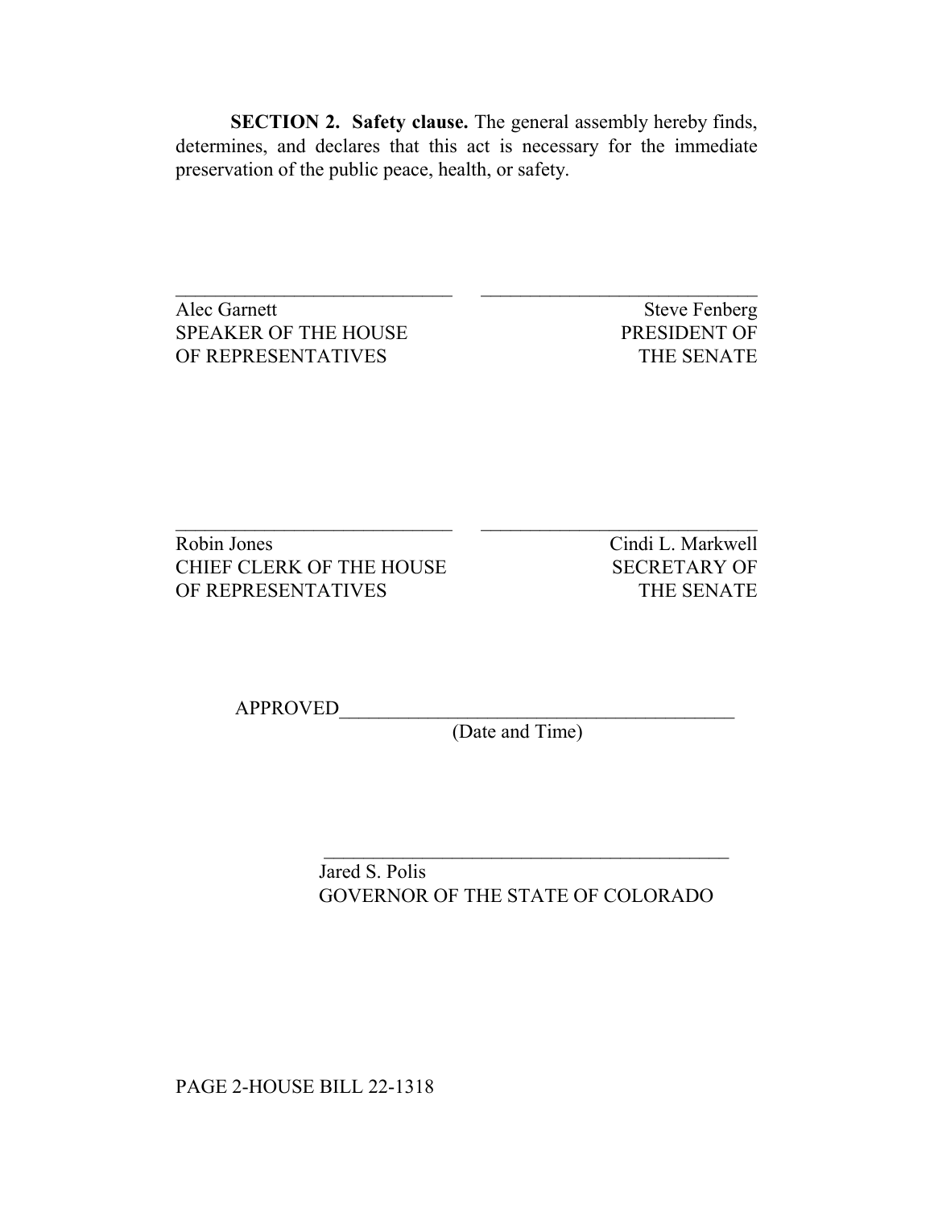**SECTION 2. Safety clause.** The general assembly hereby finds, determines, and declares that this act is necessary for the immediate preservation of the public peace, health, or safety.

\_\_\_\_\_\_\_\_\_\_\_\_\_\_\_\_\_\_\_\_\_\_\_\_\_\_\_\_
Alec Garnett
SPEAKER OF THE HOUSE
OF REPRESENTATIVES

\_\_\_\_\_\_\_\_\_\_\_\_\_\_\_\_\_\_\_\_\_\_\_\_\_\_\_\_
Steve Fenberg
PRESIDENT OF
THE SENATE

\_\_\_\_\_\_\_\_\_\_\_\_\_\_\_\_\_\_\_\_\_\_\_\_\_\_\_\_
Robin Jones
CHIEF CLERK OF THE HOUSE
OF REPRESENTATIVES

\_\_\_\_\_\_\_\_\_\_\_\_\_\_\_\_\_\_\_\_\_\_\_\_\_\_\_\_
Cindi L. Markwell
SECRETARY OF
THE SENATE

APPROVED\_\_\_\_\_\_\_\_\_\_\_\_\_\_\_\_\_\_\_\_\_\_\_\_\_\_\_\_\_\_\_\_\_\_\_\_\_\_\_\_
(Date and Time)

\_\_\_\_\_\_\_\_\_\_\_\_\_\_\_\_\_\_\_\_\_\_\_\_\_\_\_\_\_\_\_\_\_\_\_\_\_\_\_\_\_\_
Jared S. Polis
GOVERNOR OF THE STATE OF COLORADO

PAGE 2-HOUSE BILL 22-1318